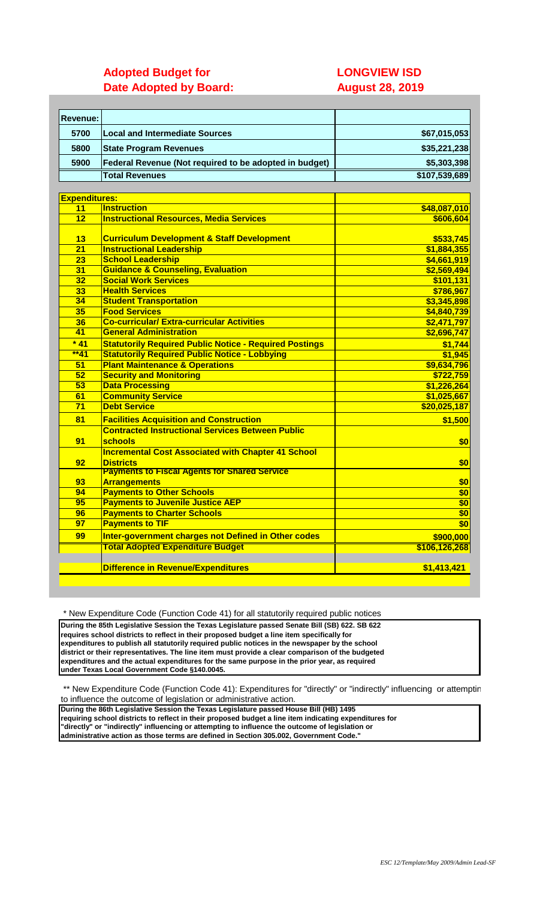## Adopted Budget for — LONGVIEW ISD
## Date Adopted by Board: — August 28, 2019

| Revenue: | | |
|---|---|---|
| 5700 | Local and Intermediate Sources | $67,015,053 |
| 5800 | State Program Revenues | $35,221,238 |
| 5900 | Federal Revenue (Not required to be adopted in budget) | $5,303,398 |
| | Total Revenues | $107,539,689 |

| Expenditures: | | |
|---|---|---|
| 11 | Instruction | $48,087,010 |
| 12 | Instructional Resources, Media Services | $606,604 |
| 13 | Curriculum Development & Staff Development | $533,745 |
| 21 | Instructional Leadership | $1,884,355 |
| 23 | School Leadership | $4,661,919 |
| 31 | Guidance & Counseling, Evaluation | $2,569,494 |
| 32 | Social Work Services | $101,131 |
| 33 | Health Services | $786,967 |
| 34 | Student Transportation | $3,345,898 |
| 35 | Food Services | $4,840,739 |
| 36 | Co-curricular/ Extra-curricular Activities | $2,471,797 |
| 41 | General Administration | $2,696,747 |
| * 41 | Statutorily Required Public Notice - Required Postings | $1,744 |
| **41 | Statutorily Required Public Notice - Lobbying | $1,945 |
| 51 | Plant Maintenance & Operations | $9,634,796 |
| 52 | Security and Monitoring | $722,759 |
| 53 | Data Processing | $1,226,264 |
| 61 | Community Service | $1,025,667 |
| 71 | Debt Service | $20,025,187 |
| 81 | Facilities Acquisition and Construction | $1,500 |
| 91 | Contracted Instructional Services Between Public schools | $0 |
| 92 | Incremental Cost Associated with Chapter 41 School Districts | $0 |
| 93 | Payments to Fiscal Agents for Shared Service Arrangements | $0 |
| 94 | Payments to Other Schools | $0 |
| 95 | Payments to Juvenile Justice AEP | $0 |
| 96 | Payments to Charter Schools | $0 |
| 97 | Payments to TIF | $0 |
| 99 | Inter-government charges not Defined in Other codes | $900,000 |
| | Total Adopted Expenditure Budget | $106,126,268 |
| | Difference in Revenue/Expenditures | $1,413,421 |

\* New Expenditure Code (Function Code 41) for all statutorily required public notices

**During the 85th Legislative Session the Texas Legislature passed Senate Bill (SB) 622. SB 622 requires school districts to reflect in their proposed budget a line item specifically for expenditures to publish all statutorily required public notices in the newspaper by the school district or their representatives. The line item must provide a clear comparison of the budgeted expenditures and the actual expenditures for the same purpose in the prior year, as required under Texas Local Government Code §140.0045.**

\** New Expenditure Code (Function Code 41): Expenditures for "directly" or "indirectly" influencing or attemptin to influence the outcome of legislation or administrative action.

**During the 86th Legislative Session the Texas Legislature passed House Bill (HB) 1495 requiring school districts to reflect in their proposed budget a line item indicating expenditures for "directly" or "indirectly" influencing or attempting to influence the outcome of legislation or administrative action as those terms are defined in Section 305.002, Government Code."**

*ESC 12/Template/May 2009/Admin Lead-SF*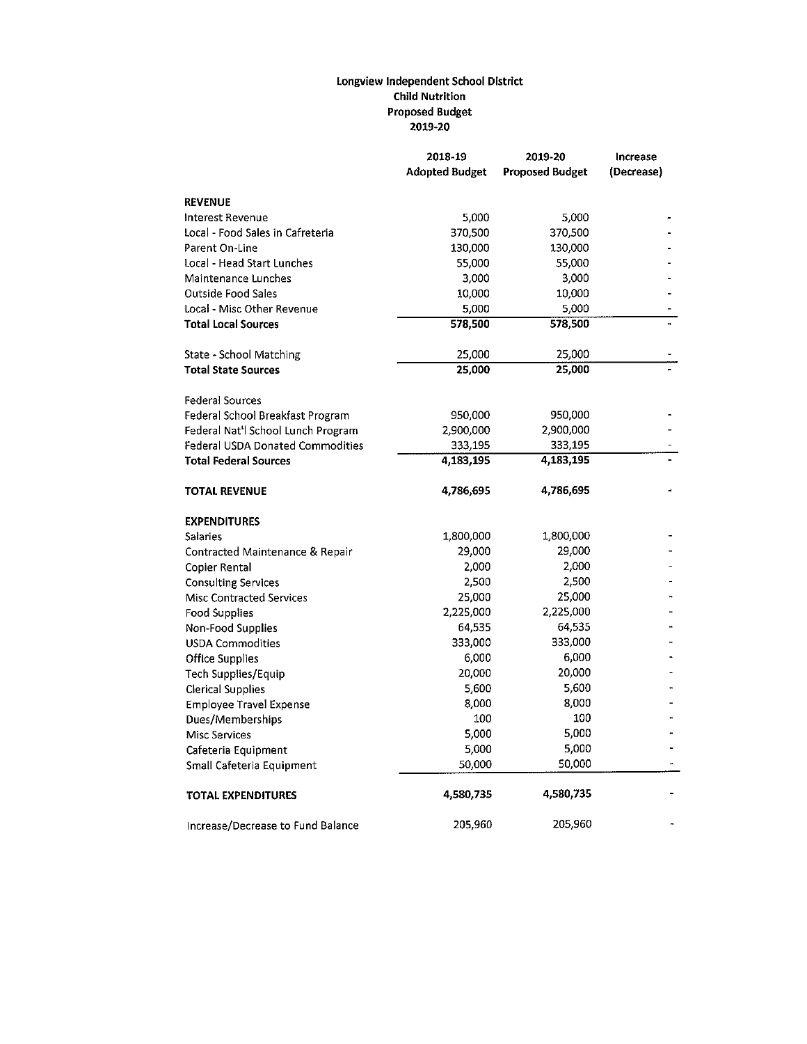# Longview Independent School District
## Child Nutrition
## Proposed Budget
## 2019-20

| | 2018-19 Adopted Budget | 2019-20 Proposed Budget | Increase (Decrease) |
|---|---|---|---|
| **REVENUE** | | | |
| Interest Revenue | 5,000 | 5,000 | - |
| Local - Food Sales in Cafeteria | 370,500 | 370,500 | - |
| Parent On-Line | 130,000 | 130,000 | - |
| Local - Head Start Lunches | 55,000 | 55,000 | - |
| Maintenance Lunches | 3,000 | 3,000 | - |
| Outside Food Sales | 10,000 | 10,000 | - |
| Local - Misc Other Revenue | 5,000 | 5,000 | - |
| **Total Local Sources** | **578,500** | **578,500** | - |
| | | | |
| State - School Matching | 25,000 | 25,000 | - |
| **Total State Sources** | **25,000** | **25,000** | - |
| | | | |
| Federal Sources | | | |
| Federal School Breakfast Program | 950,000 | 950,000 | - |
| Federal Nat'l School Lunch Program | 2,900,000 | 2,900,000 | - |
| Federal USDA Donated Commodities | 333,195 | 333,195 | - |
| **Total Federal Sources** | **4,183,195** | **4,183,195** | - |
| | | | |
| **TOTAL REVENUE** | **4,786,695** | **4,786,695** | - |
| | | | |
| **EXPENDITURES** | | | |
| Salaries | 1,800,000 | 1,800,000 | - |
| Contracted Maintenance & Repair | 29,000 | 29,000 | - |
| Copier Rental | 2,000 | 2,000 | - |
| Consulting Services | 2,500 | 2,500 | - |
| Misc Contracted Services | 25,000 | 25,000 | - |
| Food Supplies | 2,225,000 | 2,225,000 | - |
| Non-Food Supplies | 64,535 | 64,535 | - |
| USDA Commodities | 333,000 | 333,000 | - |
| Office Supplies | 6,000 | 6,000 | - |
| Tech Supplies/Equip | 20,000 | 20,000 | - |
| Clerical Supplies | 5,600 | 5,600 | - |
| Employee Travel Expense | 8,000 | 8,000 | - |
| Dues/Memberships | 100 | 100 | - |
| Misc Services | 5,000 | 5,000 | - |
| Cafeteria Equipment | 5,000 | 5,000 | - |
| Small Cafeteria Equipment | 50,000 | 50,000 | - |
| | | | |
| **TOTAL EXPENDITURES** | **4,580,735** | **4,580,735** | - |
| | | | |
| Increase/Decrease to Fund Balance | 205,960 | 205,960 | - |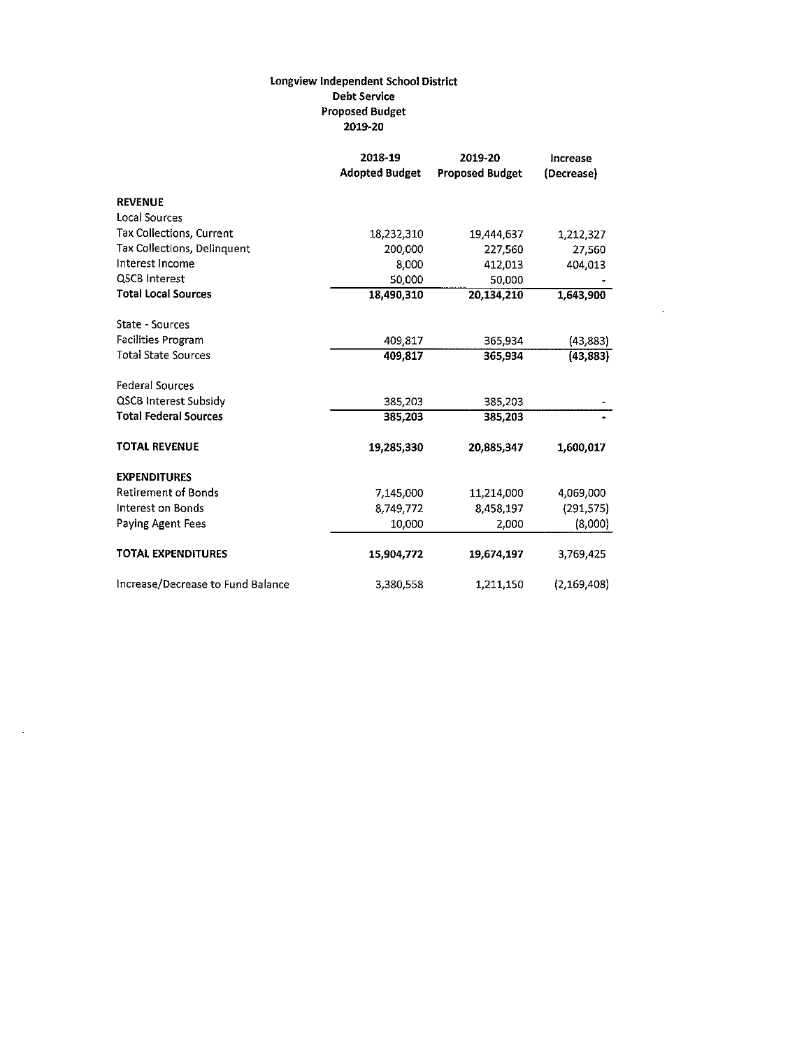# Longview Independent School District
## Debt Service
## Proposed Budget
## 2019-20

| | 2018-19 Adopted Budget | 2019-20 Proposed Budget | Increase (Decrease) |
|---|---|---|---|
| **REVENUE** | | | |
| Local Sources | | | |
| Tax Collections, Current | 18,232,310 | 19,444,637 | 1,212,327 |
| Tax Collections, Delinquent | 200,000 | 227,560 | 27,560 |
| Interest Income | 8,000 | 412,013 | 404,013 |
| QSCB Interest | 50,000 | 50,000 | - |
| **Total Local Sources** | **18,490,310** | **20,134,210** | **1,643,900** |
| | | | |
| State - Sources | | | |
| Facilities Program | 409,817 | 365,934 | (43,883) |
| Total State Sources | **409,817** | **365,934** | **(43,883)** |
| | | | |
| Federal Sources | | | |
| QSCB Interest Subsidy | 385,203 | 385,203 | - |
| **Total Federal Sources** | **385,203** | **385,203** | **-** |
| | | | |
| **TOTAL REVENUE** | **19,285,330** | **20,885,347** | **1,600,017** |
| | | | |
| **EXPENDITURES** | | | |
| Retirement of Bonds | 7,145,000 | 11,214,000 | 4,069,000 |
| Interest on Bonds | 8,749,772 | 8,458,197 | (291,575) |
| Paying Agent Fees | 10,000 | 2,000 | (8,000) |
| | | | |
| **TOTAL EXPENDITURES** | **15,904,772** | **19,674,197** | **3,769,425** |
| | | | |
| Increase/Decrease to Fund Balance | 3,380,558 | 1,211,150 | (2,169,408) |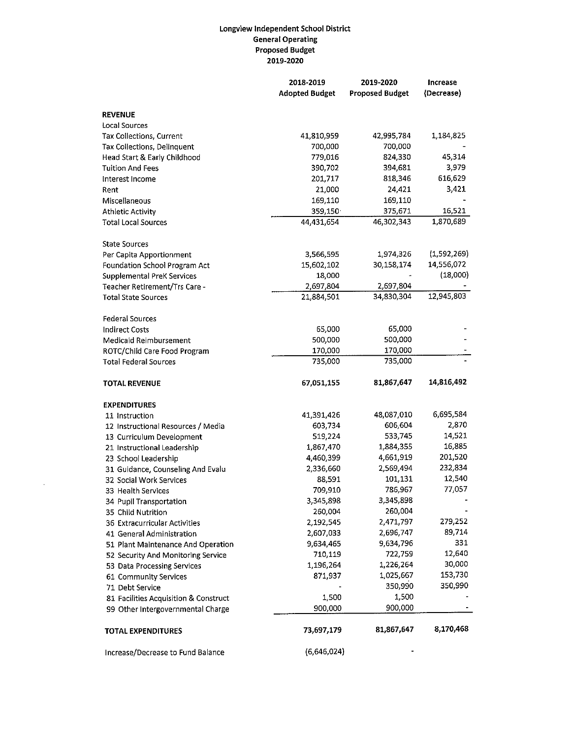# Longview Independent School District
## General Operating
## Proposed Budget
## 2019-2020

| | 2018-2019 Adopted Budget | 2019-2020 Proposed Budget | Increase (Decrease) |
|---|---|---|---|
| **REVENUE** | | | |
| Local Sources | | | |
| Tax Collections, Current | 41,810,959 | 42,995,784 | 1,184,825 |
| Tax Collections, Delinquent | 700,000 | 700,000 | - |
| Head Start & Early Childhood | 779,016 | 824,330 | 45,314 |
| Tuition And Fees | 390,702 | 394,681 | 3,979 |
| Interest Income | 201,717 | 818,346 | 616,629 |
| Rent | 21,000 | 24,421 | 3,421 |
| Miscellaneous | 169,110 | 169,110 | - |
| Athletic Activity | 359,150 | 375,671 | 16,521 |
| Total Local Sources | 44,431,654 | 46,302,343 | 1,870,689 |
| | | | |
| State Sources | | | |
| Per Capita Apportionment | 3,566,595 | 1,974,326 | (1,592,269) |
| Foundation School Program Act | 15,602,102 | 30,158,174 | 14,556,072 |
| Supplemental PreK Services | 18,000 | - | (18,000) |
| Teacher Retirement/Trs Care - | 2,697,804 | 2,697,804 | - |
| Total State Sources | 21,884,501 | 34,830,304 | 12,945,803 |
| | | | |
| Federal Sources | | | |
| Indirect Costs | 65,000 | 65,000 | - |
| Medicaid Reimbursement | 500,000 | 500,000 | - |
| ROTC/Child Care Food Program | 170,000 | 170,000 | - |
| Total Federal Sources | 735,000 | 735,000 | - |
| | | | |
| **TOTAL REVENUE** | **67,051,155** | **81,867,647** | **14,816,492** |
| | | | |
| **EXPENDITURES** | | | |
| 11 Instruction | 41,391,426 | 48,087,010 | 6,695,584 |
| 12 Instructional Resources / Media | 603,734 | 606,604 | 2,870 |
| 13 Curriculum Development | 519,224 | 533,745 | 14,521 |
| 21 Instructional Leadership | 1,867,470 | 1,884,355 | 16,885 |
| 23 School Leadership | 4,460,399 | 4,661,919 | 201,520 |
| 31 Guidance, Counseling And Evalu | 2,336,660 | 2,569,494 | 232,834 |
| 32 Social Work Services | 88,591 | 101,131 | 12,540 |
| 33 Health Services | 709,910 | 786,967 | 77,057 |
| 34 Pupil Transportation | 3,345,898 | 3,345,898 | - |
| 35 Child Nutrition | 260,004 | 260,004 | - |
| 36 Extracurricular Activities | 2,192,545 | 2,471,797 | 279,252 |
| 41 General Administration | 2,607,033 | 2,696,747 | 89,714 |
| 51 Plant Maintenance And Operation | 9,634,465 | 9,634,796 | 331 |
| 52 Security And Monitoring Service | 710,119 | 722,759 | 12,640 |
| 53 Data Processing Services | 1,196,264 | 1,226,264 | 30,000 |
| 61 Community Services | 871,937 | 1,025,667 | 153,730 |
| 71 Debt Service | - | 350,990 | 350,990 |
| 81 Facilities Acquisition & Construct | 1,500 | 1,500 | - |
| 99 Other Intergovernmental Charge | 900,000 | 900,000 | - |
| | | | |
| **TOTAL EXPENDITURES** | **73,697,179** | **81,867,647** | **8,170,468** |
| | | | |
| Increase/Decrease to Fund Balance | (6,646,024) | - | |